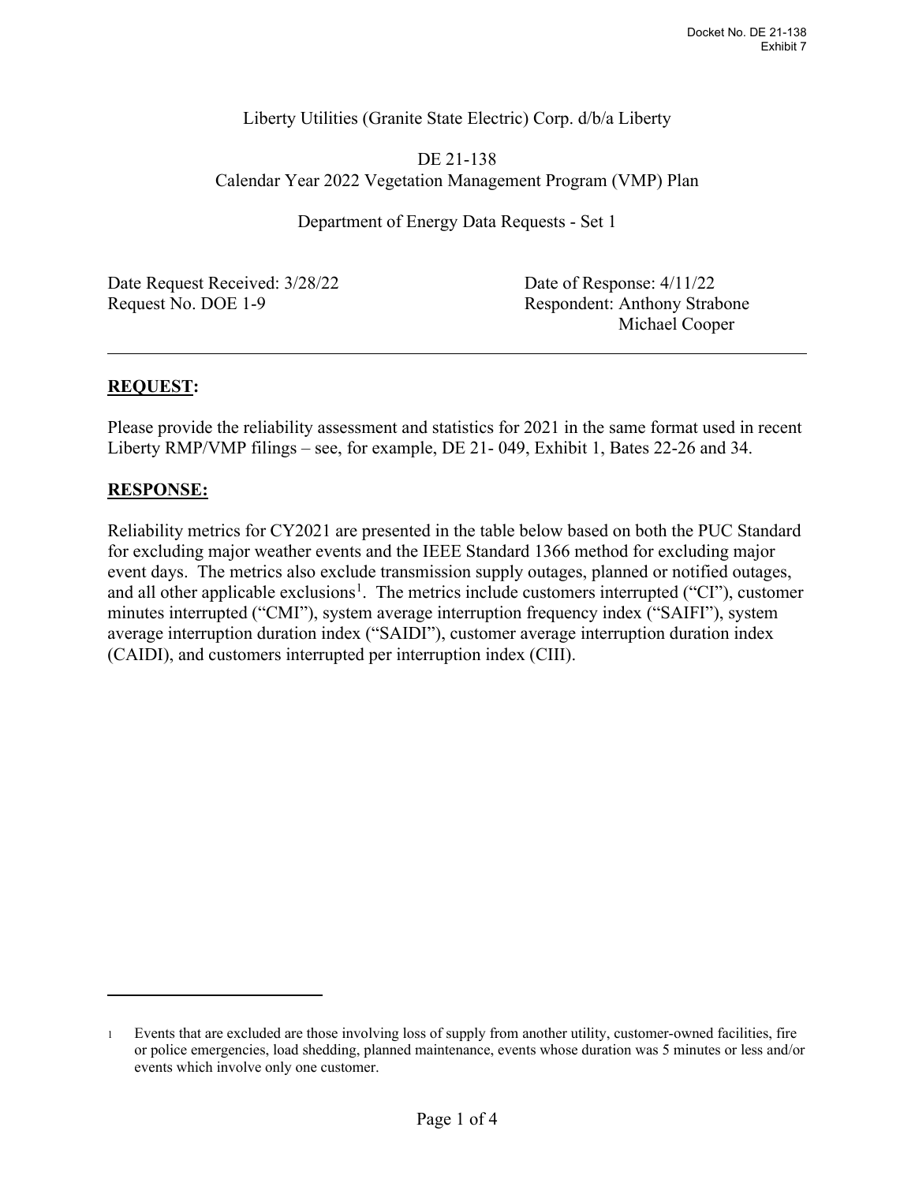Docket No. DE 21-138
Exhibit 7

Liberty Utilities (Granite State Electric) Corp. d/b/a Liberty

DE 21-138
Calendar Year 2022 Vegetation Management Program (VMP) Plan

Department of Energy Data Requests - Set 1

Date Request Received: 3/28/22 | Date of Response: 4/11/22
Request No. DOE 1-9 | Respondent: Anthony Strabone, Michael Cooper

---

**REQUEST:**

Please provide the reliability assessment and statistics for 2021 in the same format used in recent Liberty RMP/VMP filings – see, for example, DE 21- 049, Exhibit 1, Bates 22-26 and 34.

**RESPONSE:**

Reliability metrics for CY2021 are presented in the table below based on both the PUC Standard for excluding major weather events and the IEEE Standard 1366 method for excluding major event days. The metrics also exclude transmission supply outages, planned or notified outages, and all other applicable exclusions[1]. The metrics include customers interrupted ("CI"), customer minutes interrupted ("CMI"), system average interruption frequency index ("SAIFI"), system average interruption duration index ("SAIDI"), customer average interruption duration index (CAIDI), and customers interrupted per interruption index (CIII).

---

[1] Events that are excluded are those involving loss of supply from another utility, customer-owned facilities, fire or police emergencies, load shedding, planned maintenance, events whose duration was 5 minutes or less and/or events which involve only one customer.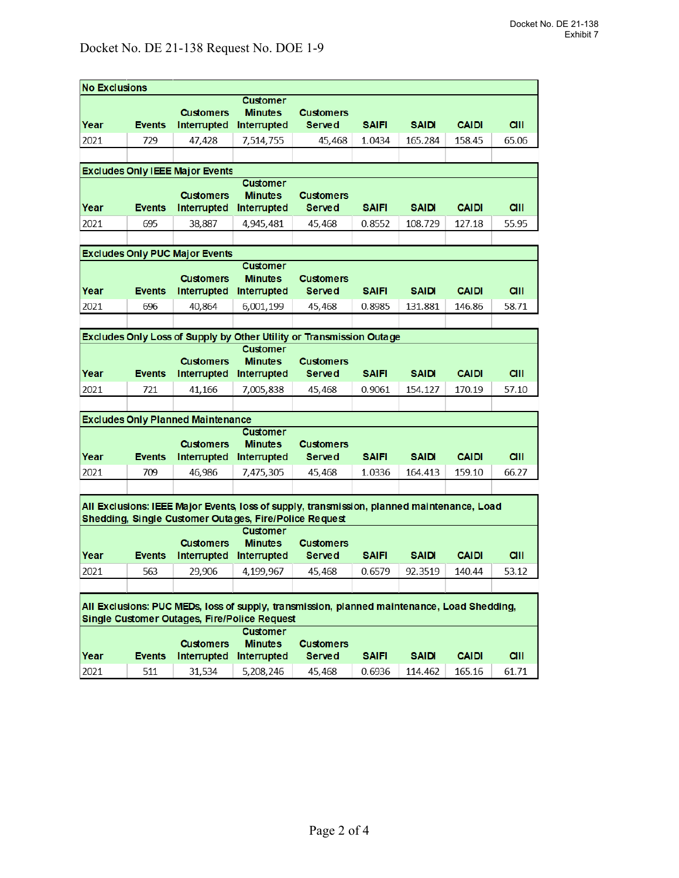Docket No. DE 21-138
Exhibit 7

Docket No. DE 21-138 Request No. DOE 1-9

| No Exclusions | | | | | | | | |
|---|---|---|---|---|---|---|---|---|
| Year | Events | Customers Interrupted | Customer Minutes Interrupted | Customers Served | SAIFI | SAIDI | CAIDI | CIII |
| 2021 | 729 | 47,428 | 7,514,755 | 45,468 | 1.0434 | 165.284 | 158.45 | 65.06 |

| Excludes Only IEEE Major Events | | | | | | | | |
|---|---|---|---|---|---|---|---|---|
| Year | Events | Customers Interrupted | Customer Minutes Interrupted | Customers Served | SAIFI | SAIDI | CAIDI | CIII |
| 2021 | 695 | 38,887 | 4,945,481 | 45,468 | 0.8552 | 108.729 | 127.18 | 55.95 |

| Excludes Only PUC Major Events | | | | | | | | |
|---|---|---|---|---|---|---|---|---|
| Year | Events | Customers Interrupted | Customer Minutes Interrupted | Customers Served | SAIFI | SAIDI | CAIDI | CIII |
| 2021 | 696 | 40,864 | 6,001,199 | 45,468 | 0.8985 | 131.881 | 146.86 | 58.71 |

| Excludes Only Loss of Supply by Other Utility or Transmission Outage | | | | | | | | |
|---|---|---|---|---|---|---|---|---|
| Year | Events | Customers Interrupted | Customer Minutes Interrupted | Customers Served | SAIFI | SAIDI | CAIDI | CIII |
| 2021 | 721 | 41,166 | 7,005,838 | 45,468 | 0.9061 | 154.127 | 170.19 | 57.10 |

| Excludes Only Planned Maintenance | | | | | | | | |
|---|---|---|---|---|---|---|---|---|
| Year | Events | Customers Interrupted | Customer Minutes Interrupted | Customers Served | SAIFI | SAIDI | CAIDI | CIII |
| 2021 | 709 | 46,986 | 7,475,305 | 45,468 | 1.0336 | 164.413 | 159.10 | 66.27 |

| All Exclusions: IEEE Major Events, loss of supply, transmission, planned maintenance, Load Shedding, Single Customer Outages, Fire/Police Request | | | | | | | | |
|---|---|---|---|---|---|---|---|---|
| Year | Events | Customers Interrupted | Customer Minutes Interrupted | Customers Served | SAIFI | SAIDI | CAIDI | CIII |
| 2021 | 563 | 29,906 | 4,199,967 | 45,468 | 0.6579 | 92.3519 | 140.44 | 53.12 |

| All Exclusions: PUC MEDs, loss of supply, transmission, planned maintenance, Load Shedding, Single Customer Outages, Fire/Police Request | | | | | | | | |
|---|---|---|---|---|---|---|---|---|
| Year | Events | Customers Interrupted | Customer Minutes Interrupted | Customers Served | SAIFI | SAIDI | CAIDI | CIII |
| 2021 | 511 | 31,534 | 5,208,246 | 45,468 | 0.6936 | 114.462 | 165.16 | 61.71 |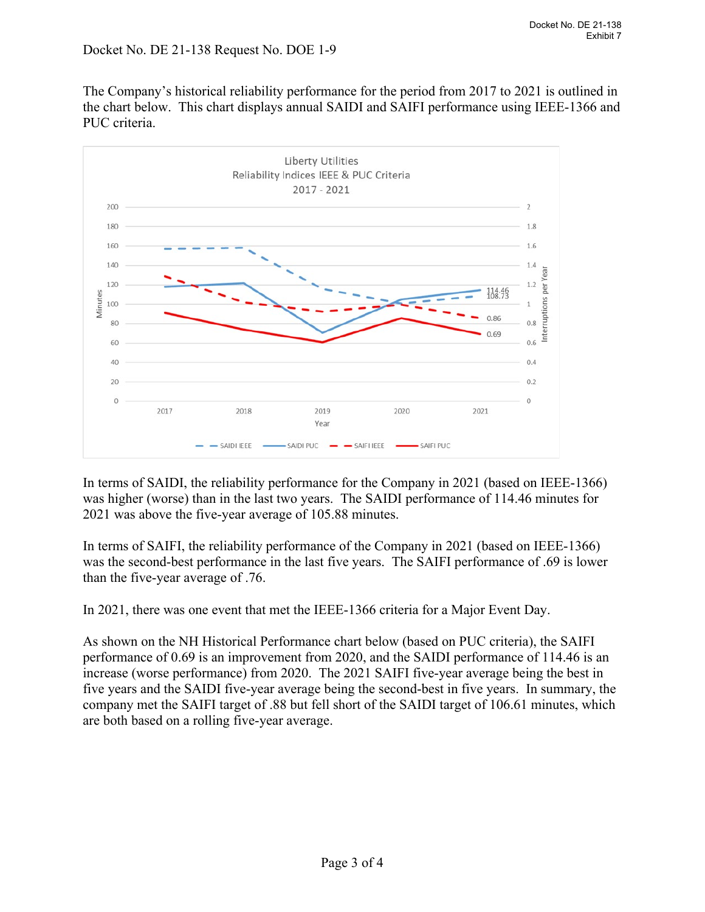Docket No. DE 21-138 Request No. DOE 1-9

The Company's historical reliability performance for the period from 2017 to 2021 is outlined in the chart below. This chart displays annual SAIDI and SAIFI performance using IEEE-1366 and PUC criteria.

Liberty Utilities
Reliability Indices IEEE & PUC Criteria
2017 - 2021

In terms of SAIDI, the reliability performance for the Company in 2021 (based on IEEE-1366) was higher (worse) than in the last two years. The SAIDI performance of 114.46 minutes for 2021 was above the five-year average of 105.88 minutes.

In terms of SAIFI, the reliability performance of the Company in 2021 (based on IEEE-1366) was the second-best performance in the last five years. The SAIFI performance of .69 is lower than the five-year average of .76.

In 2021, there was one event that met the IEEE-1366 criteria for a Major Event Day.

As shown on the NH Historical Performance chart below (based on PUC criteria), the SAIFI performance of 0.69 is an improvement from 2020, and the SAIDI performance of 114.46 is an increase (worse performance) from 2020. The 2021 SAIFI five-year average being the best in five years and the SAIDI five-year average being the second-best in five years. In summary, the company met the SAIFI target of .88 but fell short of the SAIDI target of 106.61 minutes, which are both based on a rolling five-year average.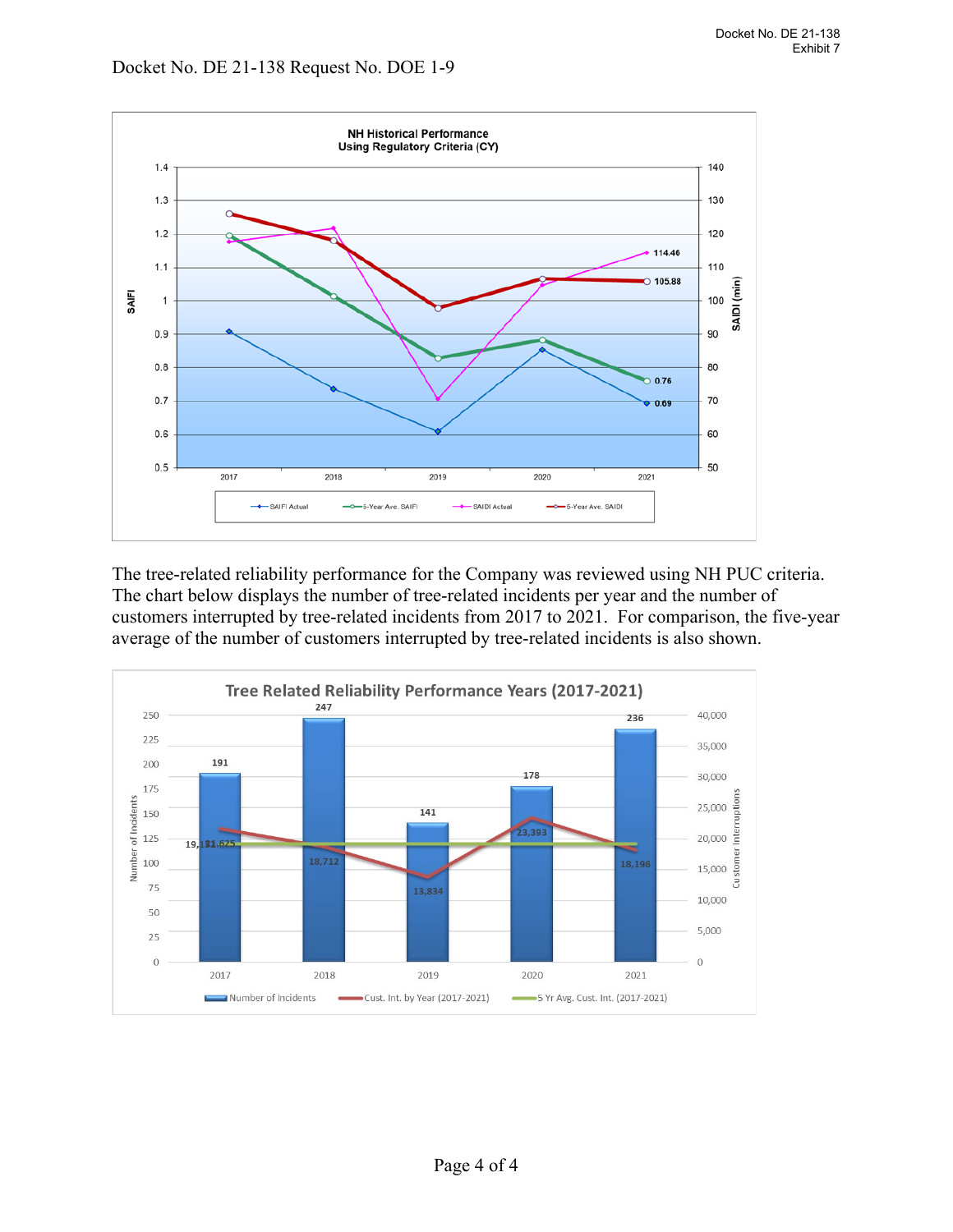Docket No. DE 21-138 Request No. DOE 1-9

NH Historical Performance
Using Regulatory Criteria (CY)

SAIFI
SAIDI (min)

1.4
1.3
1.2
1.1
1
0.9
0.8
0.7
0.6
0.5

140
130
120
110
100
90
80
70
60
50

2017
2018
2019
2020
2021

114.46
105.88
0.76
0.69

SAIFI Actual
5-Year Ave. SAIFI
SAIDI Actual
5-Year Ave. SAIDI

The tree-related reliability performance for the Company was reviewed using NH PUC criteria. The chart below displays the number of tree-related incidents per year and the number of customers interrupted by tree-related incidents from 2017 to 2021. For comparison, the five-year average of the number of customers interrupted by tree-related incidents is also shown.

Tree Related Reliability Performance Years (2017-2021)

Number of Incidents
Customer Interruptions

250
225
200
175
150
125
100
75
50
25
0

40,000
35,000
30,000
25,000
20,000
15,000
10,000
5,000
0

191
247
141
178
236

19,121
21,625
18,712
13,834
23,393
18,196

2017
2018
2019
2020
2021

Number of Incidents
Cust. Int. by Year (2017-2021)
5 Yr Avg. Cust. Int. (2017-2021)